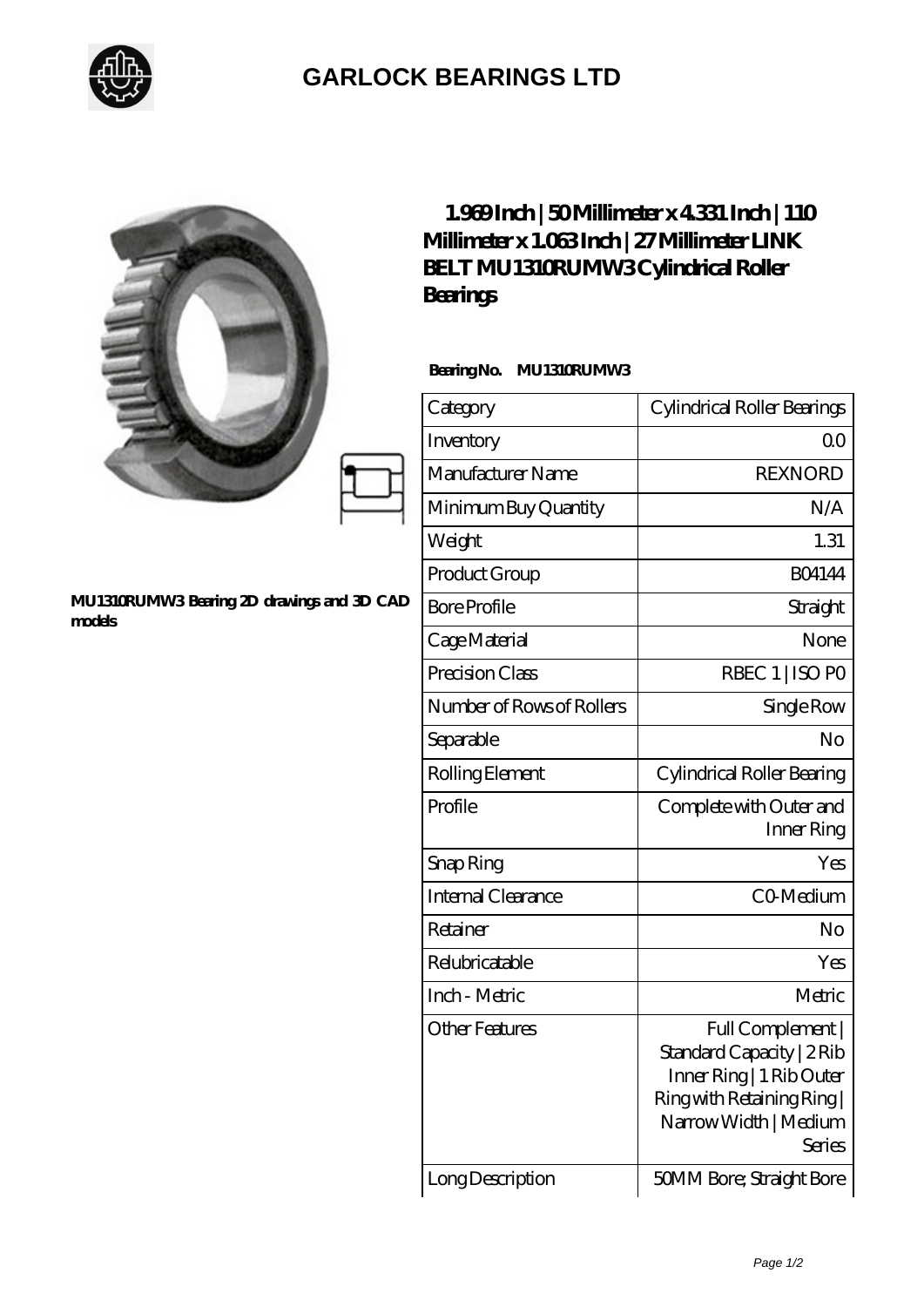# GARLOCK BEARINGS LTD

MU1310RUMW3 Bearing 2D drawings and 3D CAD models

## 1.969 Inch | 50 Millimeter x 4.331 Inch | 110 Millimeter x 1.063 Inch | 27 Millimeter LINK BELT MU1310RUMW3 Cylindrical Roller Bearings

**Bearing No. MU1310RUMW3**

| Category | Cylindrical Roller Bearings |
|---|---|
| Inventory | 0.0 |
| Manufacturer Name | REXNORD |
| Minimum Buy Quantity | N/A |
| Weight | 1.31 |
| Product Group | B04144 |
| Bore Profile | Straight |
| Cage Material | None |
| Precision Class | RBEC 1 \| ISO P0 |
| Number of Rows of Rollers | Single Row |
| Separable | No |
| Rolling Element | Cylindrical Roller Bearing |
| Profile | Complete with Outer and Inner Ring |
| Snap Ring | Yes |
| Internal Clearance | C0-Medium |
| Retainer | No |
| Relubricatable | Yes |
| Inch - Metric | Metric |
| Other Features | Full Complement \| Standard Capacity \| 2 Rib Inner Ring \| 1 Rib Outer Ring with Retaining Ring \| Narrow Width \| Medium Series |
| Long Description | 50MM Bore; Straight Bore |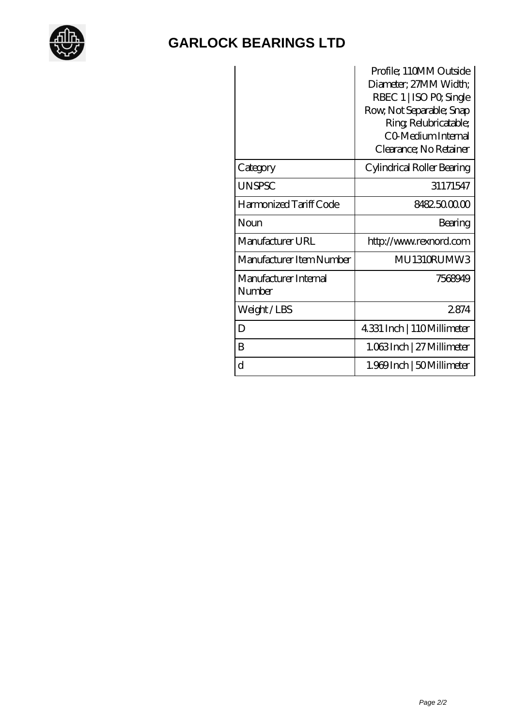| | |
|---|---|
| | Profile; 110MM Outside Diameter; 27MM Width; RBEC 1 \| ISO P0; Single Row; Not Separable; Snap Ring; Relubricatable; C0-Medium Internal Clearance; No Retainer |
| Category | Cylindrical Roller Bearing |
| UNSPSC | 31171547 |
| Harmonized Tariff Code | 8482.50.00.00 |
| Noun | Bearing |
| Manufacturer URL | http://www.rexnord.com |
| Manufacturer Item Number | MU1310RUMW3 |
| Manufacturer Internal Number | 7568949 |
| Weight / LBS | 2.874 |
| D | 4.331 Inch \| 110 Millimeter |
| B | 1.063 Inch \| 27 Millimeter |
| d | 1.969 Inch \| 50 Millimeter |